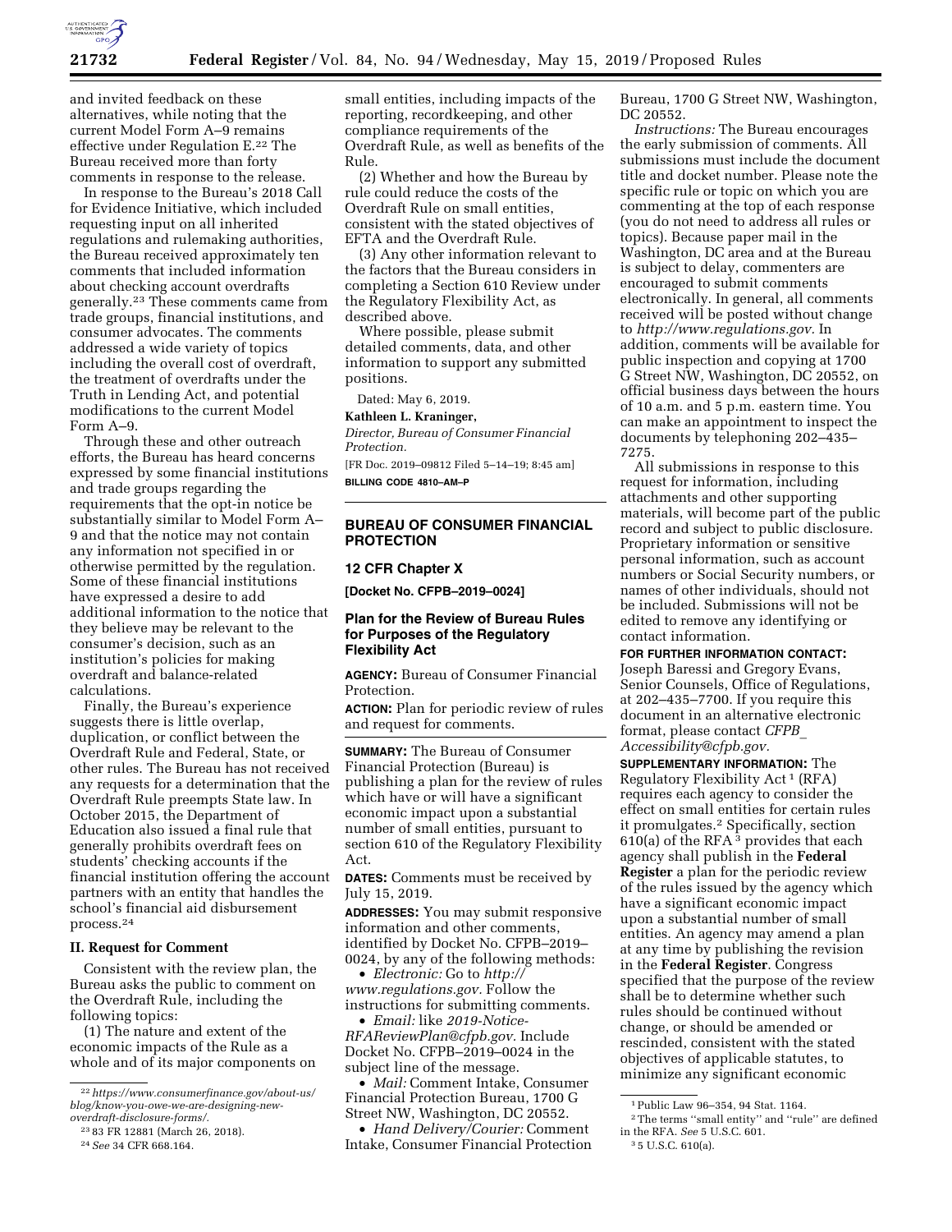and invited feedback on these alternatives, while noting that the current Model Form A–9 remains effective under Regulation E.[22] The Bureau received more than forty comments in response to the release.

In response to the Bureau's 2018 Call for Evidence Initiative, which included requesting input on all inherited regulations and rulemaking authorities, the Bureau received approximately ten comments that included information about checking account overdrafts generally.[23] These comments came from trade groups, financial institutions, and consumer advocates. The comments addressed a wide variety of topics including the overall cost of overdraft, the treatment of overdrafts under the Truth in Lending Act, and potential modifications to the current Model Form A–9.

Through these and other outreach efforts, the Bureau has heard concerns expressed by some financial institutions and trade groups regarding the requirements that the opt-in notice be substantially similar to Model Form A–9 and that the notice may not contain any information not specified in or otherwise permitted by the regulation. Some of these financial institutions have expressed a desire to add additional information to the notice that they believe may be relevant to the consumer's decision, such as an institution's policies for making overdraft and balance-related calculations.

Finally, the Bureau's experience suggests there is little overlap, duplication, or conflict between the Overdraft Rule and Federal, State, or other rules. The Bureau has not received any requests for a determination that the Overdraft Rule preempts State law. In October 2015, the Department of Education also issued a final rule that generally prohibits overdraft fees on students' checking accounts if the financial institution offering the account partners with an entity that handles the school's financial aid disbursement process.[24]

## II. Request for Comment

Consistent with the review plan, the Bureau asks the public to comment on the Overdraft Rule, including the following topics:

(1) The nature and extent of the economic impacts of the Rule as a whole and of its major components on small entities, including impacts of the reporting, recordkeeping, and other compliance requirements of the Overdraft Rule, as well as benefits of the Rule.

(2) Whether and how the Bureau by rule could reduce the costs of the Overdraft Rule on small entities, consistent with the stated objectives of EFTA and the Overdraft Rule.

(3) Any other information relevant to the factors that the Bureau considers in completing a Section 610 Review under the Regulatory Flexibility Act, as described above.

Where possible, please submit detailed comments, data, and other information to support any submitted positions.

Dated: May 6, 2019.

**Kathleen L. Kraninger,**

*Director, Bureau of Consumer Financial Protection.*

[FR Doc. 2019–09812 Filed 5–14–19; 8:45 am]

**BILLING CODE 4810–AM–P**

---

## BUREAU OF CONSUMER FINANCIAL PROTECTION

### 12 CFR Chapter X

**[Docket No. CFPB–2019–0024]**

### Plan for the Review of Bureau Rules for Purposes of the Regulatory Flexibility Act

**AGENCY:** Bureau of Consumer Financial Protection.

**ACTION:** Plan for periodic review of rules and request for comments.

**SUMMARY:** The Bureau of Consumer Financial Protection (Bureau) is publishing a plan for the review of rules which have or will have a significant economic impact upon a substantial number of small entities, pursuant to section 610 of the Regulatory Flexibility Act.

**DATES:** Comments must be received by July 15, 2019.

**ADDRESSES:** You may submit responsive information and other comments, identified by Docket No. CFPB–2019–0024, by any of the following methods:

- *Electronic:* Go to *http://www.regulations.gov.* Follow the instructions for submitting comments.
- *Email:* like *2019-Notice-RFAReviewPlan@cfpb.gov.* Include Docket No. CFPB–2019–0024 in the subject line of the message.
- *Mail:* Comment Intake, Consumer Financial Protection Bureau, 1700 G Street NW, Washington, DC 20552.
- *Hand Delivery/Courier:* Comment Intake, Consumer Financial Protection Bureau, 1700 G Street NW, Washington, DC 20552.

*Instructions:* The Bureau encourages the early submission of comments. All submissions must include the document title and docket number. Please note the specific rule or topic on which you are commenting at the top of each response (you do not need to address all rules or topics). Because paper mail in the Washington, DC area and at the Bureau is subject to delay, commenters are encouraged to submit comments electronically. In general, all comments received will be posted without change to *http://www.regulations.gov.* In addition, comments will be available for public inspection and copying at 1700 G Street NW, Washington, DC 20552, on official business days between the hours of 10 a.m. and 5 p.m. eastern time. You can make an appointment to inspect the documents by telephoning 202–435–7275.

All submissions in response to this request for information, including attachments and other supporting materials, will become part of the public record and subject to public disclosure. Proprietary information or sensitive personal information, such as account numbers or Social Security numbers, or names of other individuals, should not be included. Submissions will not be edited to remove any identifying or contact information.

**FOR FURTHER INFORMATION CONTACT:** Joseph Baressi and Gregory Evans, Senior Counsels, Office of Regulations, at 202–435–7700. If you require this document in an alternative electronic format, please contact *CFPB_Accessibility@cfpb.gov.*

**SUPPLEMENTARY INFORMATION:** The Regulatory Flexibility Act[1] (RFA) requires each agency to consider the effect on small entities for certain rules it promulgates.[2] Specifically, section 610(a) of the RFA[3] provides that each agency shall publish in the **Federal Register** a plan for the periodic review of the rules issued by the agency which have a significant economic impact upon a substantial number of small entities. An agency may amend a plan at any time by publishing the revision in the **Federal Register**. Congress specified that the purpose of the review shall be to determine whether such rules should be continued without change, or should be amended or rescinded, consistent with the stated objectives of applicable statutes, to minimize any significant economic

---

[22] *https://www.consumerfinance.gov/about-us/blog/know-you-owe-we-are-designing-new-overdraft-disclosure-forms/.*

[23] 83 FR 12881 (March 26, 2018).

[24] *See* 34 CFR 668.164.

[1] Public Law 96–354, 94 Stat. 1164.

[2] The terms ''small entity'' and ''rule'' are defined in the RFA. *See* 5 U.S.C. 601.

[3] 5 U.S.C. 610(a).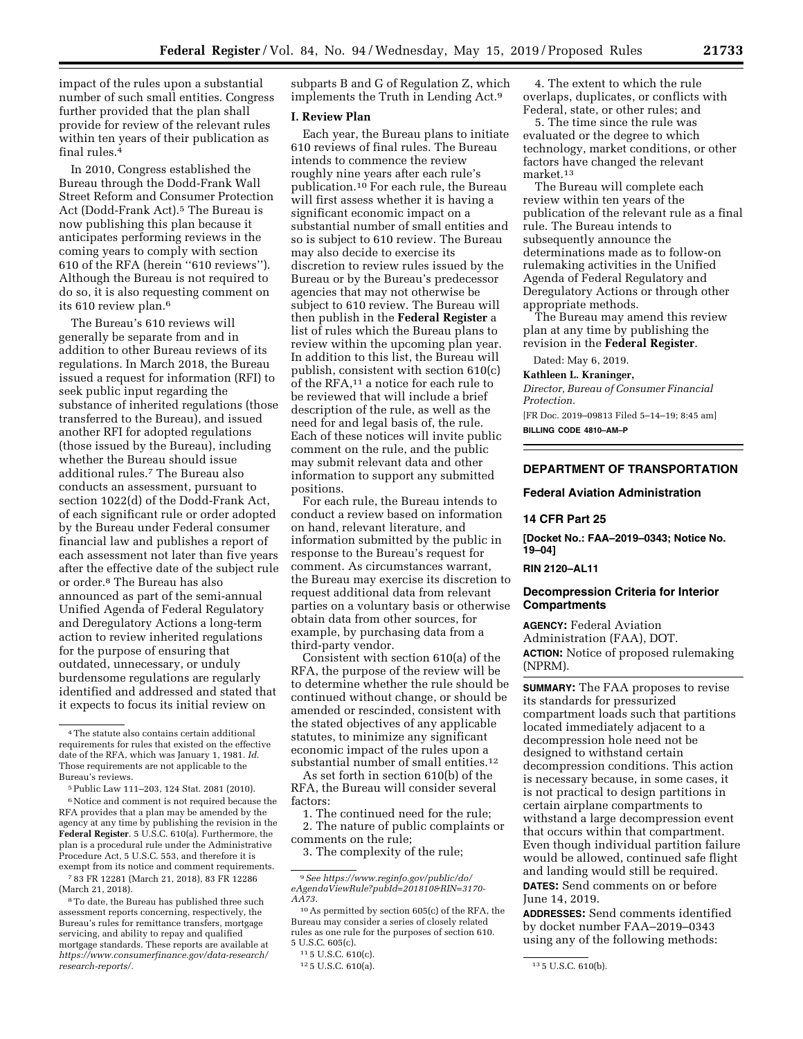impact of the rules upon a substantial number of such small entities. Congress further provided that the plan shall provide for review of the relevant rules within ten years of their publication as final rules.[4]

In 2010, Congress established the Bureau through the Dodd-Frank Wall Street Reform and Consumer Protection Act (Dodd-Frank Act).[5] The Bureau is now publishing this plan because it anticipates performing reviews in the coming years to comply with section 610 of the RFA (herein "610 reviews"). Although the Bureau is not required to do so, it is also requesting comment on its 610 review plan.[6]

The Bureau's 610 reviews will generally be separate from and in addition to other Bureau reviews of its regulations. In March 2018, the Bureau issued a request for information (RFI) to seek public input regarding the substance of inherited regulations (those transferred to the Bureau), and issued another RFI for adopted regulations (those issued by the Bureau), including whether the Bureau should issue additional rules.[7] The Bureau also conducts an assessment, pursuant to section 1022(d) of the Dodd-Frank Act, of each significant rule or order adopted by the Bureau under Federal consumer financial law and publishes a report of each assessment not later than five years after the effective date of the subject rule or order.[8] The Bureau has also announced as part of the semi-annual Unified Agenda of Federal Regulatory and Deregulatory Actions a long-term action to review inherited regulations for the purpose of ensuring that outdated, unnecessary, or unduly burdensome regulations are regularly identified and addressed and stated that it expects to focus its initial review on subparts B and G of Regulation Z, which implements the Truth in Lending Act.[9]

## I. Review Plan

Each year, the Bureau plans to initiate 610 reviews of final rules. The Bureau intends to commence the review roughly nine years after each rule's publication.[10] For each rule, the Bureau will first assess whether it is having a significant economic impact on a substantial number of small entities and so is subject to 610 review. The Bureau may also decide to exercise its discretion to review rules issued by the Bureau or by the Bureau's predecessor agencies that may not otherwise be subject to 610 review. The Bureau will then publish in the **Federal Register** a list of rules which the Bureau plans to review within the upcoming plan year. In addition to this list, the Bureau will publish, consistent with section 610(c) of the RFA,[11] a notice for each rule to be reviewed that will include a brief description of the rule, as well as the need for and legal basis of, the rule. Each of these notices will invite public comment on the rule, and the public may submit relevant data and other information to support any submitted positions.

For each rule, the Bureau intends to conduct a review based on information on hand, relevant literature, and information submitted by the public in response to the Bureau's request for comment. As circumstances warrant, the Bureau may exercise its discretion to request additional data from relevant parties on a voluntary basis or otherwise obtain data from other sources, for example, by purchasing data from a third-party vendor.

Consistent with section 610(a) of the RFA, the purpose of the review will be to determine whether the rule should be continued without change, or should be amended or rescinded, consistent with the stated objectives of any applicable statutes, to minimize any significant economic impact of the rules upon a substantial number of small entities.[12]

As set forth in section 610(b) of the RFA, the Bureau will consider several factors:

1. The continued need for the rule;
2. The nature of public complaints or comments on the rule;
3. The complexity of the rule;
4. The extent to which the rule overlaps, duplicates, or conflicts with Federal, state, or other rules; and
5. The time since the rule was evaluated or the degree to which technology, market conditions, or other factors have changed the relevant market.[13]

The Bureau will complete each review within ten years of the publication of the relevant rule as a final rule. The Bureau intends to subsequently announce the determinations made as to follow-on rulemaking activities in the Unified Agenda of Federal Regulatory and Deregulatory Actions or through other appropriate methods.

The Bureau may amend this review plan at any time by publishing the revision in the **Federal Register**.

Dated: May 6, 2019.

**Kathleen L. Kraninger,**

*Director, Bureau of Consumer Financial Protection.*

[FR Doc. 2019–09813 Filed 5–14–19; 8:45 am]

**BILLING CODE 4810–AM–P**

---

[4] The statute also contains certain additional requirements for rules that existed on the effective date of the RFA, which was January 1, 1981. *Id.* Those requirements are not applicable to the Bureau's reviews.

[5] Public Law 111–203, 124 Stat. 2081 (2010).

[6] Notice and comment is not required because the RFA provides that a plan may be amended by the agency at any time by publishing the revision in the **Federal Register**. 5 U.S.C. 610(a). Furthermore, the plan is a procedural rule under the Administrative Procedure Act, 5 U.S.C. 553, and therefore it is exempt from its notice and comment requirements.

[7] 83 FR 12281 (March 21, 2018), 83 FR 12286 (March 21, 2018).

[8] To date, the Bureau has published three such assessment reports concerning, respectively, the Bureau's rules for remittance transfers, mortgage servicing, and ability to repay and qualified mortgage standards. These reports are available at *https://www.consumerfinance.gov/data-research/research-reports/.*

[9] *See https://www.reginfo.gov/public/do/eAgendaViewRule?pubId=201810&RIN=3170-AA73.*

[10] As permitted by section 605(c) of the RFA, the Bureau may consider a series of closely related rules as one rule for the purposes of section 610. 5 U.S.C. 605(c).

[11] 5 U.S.C. 610(c).

[12] 5 U.S.C. 610(a).

[13] 5 U.S.C. 610(b).

---

## DEPARTMENT OF TRANSPORTATION

## Federal Aviation Administration

## 14 CFR Part 25

**[Docket No.: FAA–2019–0343; Notice No. 19–04]**

**RIN 2120–AL11**

## Decompression Criteria for Interior Compartments

**AGENCY:** Federal Aviation Administration (FAA), DOT.

**ACTION:** Notice of proposed rulemaking (NPRM).

**SUMMARY:** The FAA proposes to revise its standards for pressurized compartment loads such that partitions located immediately adjacent to a decompression hole need not be designed to withstand certain decompression conditions. This action is necessary because, in some cases, it is not practical to design partitions in certain airplane compartments to withstand a large decompression event that occurs within that compartment. Even though individual partition failure would be allowed, continued safe flight and landing would still be required.

**DATES:** Send comments on or before June 14, 2019.

**ADDRESSES:** Send comments identified by docket number FAA–2019–0343 using any of the following methods: